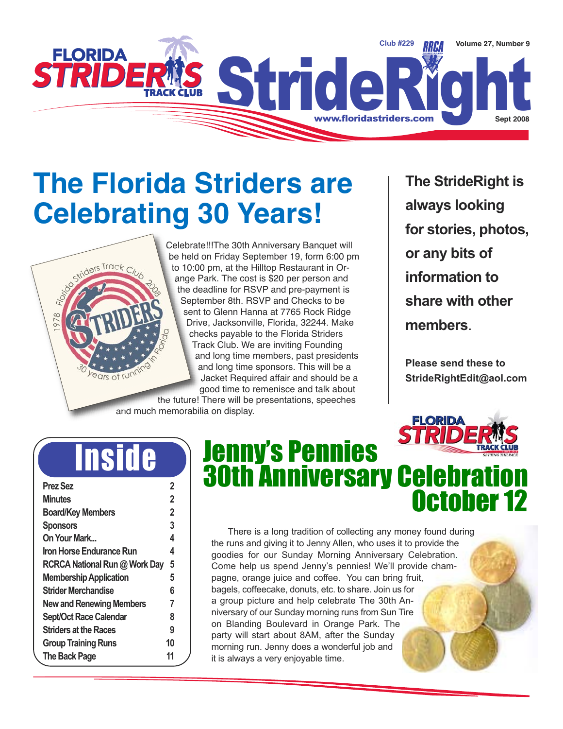# StrideRight

Club #229 Volume 27, Number 9

www.floridastriders.com Sept 2008

# The Florida Striders are Celebrating 30 Years!

Celebrate!!!The 30th Anniversary Banquet will be held on Friday September 19, form 6:00 pm to 10:00 pm, at the Hilltop Restaurant in Orange Park. The cost is $20 per person and the deadline for RSVP and pre-payment is September 8th. RSVP and Checks to be sent to Glenn Hanna at 7765 Rock Ridge Drive, Jacksonville, Florida, 32244. Make checks payable to the Florida Striders Track Club. We are inviting Founding and long time members, past presidents and long time sponsors. This will be a Jacket Required affair and should be a good time to remenisce and talk about the future! There will be presentations, speeches and much memorabilia on display.

**The StrideRight is always looking for stories, photos, or any bits of information to share with other members.**

**Please send these to StrideRightEdit@aol.com**

## Inside

| | |
|---|---|
| Prez Sez | 2 |
| Minutes | 2 |
| Board/Key Members | 2 |
| Sponsors | 3 |
| On Your Mark... | 4 |
| Iron Horse Endurance Run | 4 |
| RCRCA National Run @ Work Day | 5 |
| Membership Application | 5 |
| Strider Merchandise | 6 |
| New and Renewing Members | 7 |
| Sept/Oct Race Calendar | 8 |
| Striders at the Races | 9 |
| Group Training Runs | 10 |
| The Back Page | 11 |

## Jenny's Pennies 30th Anniversary Celebration October 12

There is a long tradition of collecting any money found during the runs and giving it to Jenny Allen, who uses it to provide the goodies for our Sunday Morning Anniversary Celebration. Come help us spend Jenny's pennies! We'll provide champagne, orange juice and coffee. You can bring fruit, bagels, coffeecake, donuts, etc. to share. Join us for a group picture and help celebrate The 30th Anniversary of our Sunday morning runs from Sun Tire on Blanding Boulevard in Orange Park. The party will start about 8AM, after the Sunday morning run. Jenny does a wonderful job and it is always a very enjoyable time.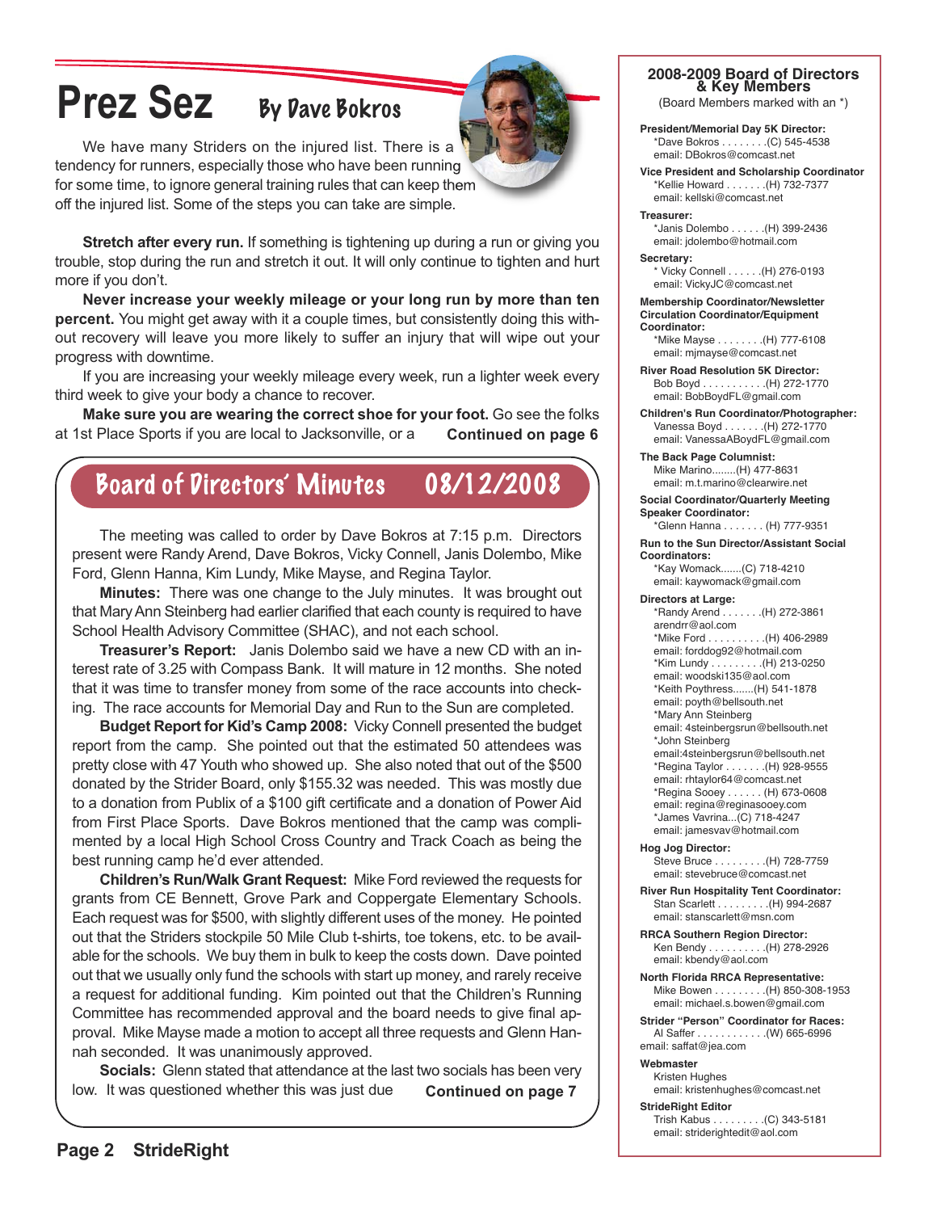# Prez Sez

### By Dave Bokros

We have many Striders on the injured list. There is a tendency for runners, especially those who have been running for some time, to ignore general training rules that can keep them off the injured list. Some of the steps you can take are simple.

**Stretch after every run.** If something is tightening up during a run or giving you trouble, stop during the run and stretch it out. It will only continue to tighten and hurt more if you don't.

**Never increase your weekly mileage or your long run by more than ten percent.** You might get away with it a couple times, but consistently doing this without recovery will leave you more likely to suffer an injury that will wipe out your progress with downtime.

If you are increasing your weekly mileage every week, run a lighter week every third week to give your body a chance to recover.

**Make sure you are wearing the correct shoe for your foot.** Go see the folks at 1st Place Sports if you are local to Jacksonville, or a **Continued on page 6**

## Board of Directors' Minutes 08/12/2008

The meeting was called to order by Dave Bokros at 7:15 p.m. Directors present were Randy Arend, Dave Bokros, Vicky Connell, Janis Dolembo, Mike Ford, Glenn Hanna, Kim Lundy, Mike Mayse, and Regina Taylor.

**Minutes:** There was one change to the July minutes. It was brought out that Mary Ann Steinberg had earlier clarified that each county is required to have School Health Advisory Committee (SHAC), and not each school.

**Treasurer's Report:** Janis Dolembo said we have a new CD with an interest rate of 3.25 with Compass Bank. It will mature in 12 months. She noted that it was time to transfer money from some of the race accounts into checking. The race accounts for Memorial Day and Run to the Sun are completed.

**Budget Report for Kid's Camp 2008:** Vicky Connell presented the budget report from the camp. She pointed out that the estimated 50 attendees was pretty close with 47 Youth who showed up. She also noted that out of the $500 donated by the Strider Board, only $155.32 was needed. This was mostly due to a donation from Publix of a $100 gift certificate and a donation of Power Aid from First Place Sports. Dave Bokros mentioned that the camp was complimented by a local High School Cross Country and Track Coach as being the best running camp he'd ever attended.

**Children's Run/Walk Grant Request:** Mike Ford reviewed the requests for grants from CE Bennett, Grove Park and Coppergate Elementary Schools. Each request was for $500, with slightly different uses of the money. He pointed out that the Striders stockpile 50 Mile Club t-shirts, toe tokens, etc. to be available for the schools. We buy them in bulk to keep the costs down. Dave pointed out that we usually only fund the schools with start up money, and rarely receive a request for additional funding. Kim pointed out that the Children's Running Committee has recommended approval and the board needs to give final approval. Mike Mayse made a motion to accept all three requests and Glenn Hannah seconded. It was unanimously approved.

**Socials:** Glenn stated that attendance at the last two socials has been very low. It was questioned whether this was just due **Continued on page 7**

---

### 2008-2009 Board of Directors & Key Members

(Board Members marked with an *)

**President/Memorial Day 5K Director:**
*Dave Bokros . . . . . . . .(C) 545-4538
email: DBokros@comcast.net

**Vice President and Scholarship Coordinator**
*Kellie Howard . . . . . . .(H) 732-7377
email: kellski@comcast.net

**Treasurer:**
*Janis Dolembo . . . . . .(H) 399-2436
email: jdolembo@hotmail.com

**Secretary:**
* Vicky Connell . . . . . .(H) 276-0193
email: VickyJC@comcast.net

**Membership Coordinator/Newsletter Circulation Coordinator/Equipment Coordinator:**
*Mike Mayse . . . . . . . .(H) 777-6108
email: mjmayse@comcast.net

**River Road Resolution 5K Director:**
Bob Boyd . . . . . . . . . . .(H) 272-1770
email: BobBoydFL@gmail.com

**Children's Run Coordinator/Photographer:**
Vanessa Boyd . . . . . . .(H) 272-1770
email: VanessaABoydFL@gmail.com

**The Back Page Columnist:**
Mike Marino........(H) 477-8631
email: m.t.marino@clearwire.net

**Social Coordinator/Quarterly Meeting Speaker Coordinator:**
*Glenn Hanna . . . . . . . (H) 777-9351

**Run to the Sun Director/Assistant Social Coordinators:**
*Kay Womack.......(C) 718-4210
email: kaywomack@gmail.com

**Directors at Large:**
*Randy Arend . . . . . . .(H) 272-3861
arendrr@aol.com
*Mike Ford . . . . . . . . . .(H) 406-2989
email: forddog92@hotmail.com
*Kim Lundy . . . . . . . . .(H) 213-0250
email: woodski135@aol.com
*Keith Poythress.......(H) 541-1878
email: poyth@bellsouth.net
*Mary Ann Steinberg
email: 4steinbergsrun@bellsouth.net
*John Steinberg
email:4steinbergsrun@bellsouth.net
*Regina Taylor . . . . . . .(H) 928-9555
email: rhtaylor64@comcast.net
*Regina Sooey . . . . . . (H) 673-0608
email: regina@reginasooey.com
*James Vavrina...(C) 718-4247
email: jamesvav@hotmail.com

**Hog Jog Director:**
Steve Bruce . . . . . . . . .(H) 728-7759
email: stevebruce@comcast.net

**River Run Hospitality Tent Coordinator:**
Stan Scarlett . . . . . . . . .(H) 994-2687
email: stanscarlett@msn.com

**RRCA Southern Region Director:**
Ken Bendy . . . . . . . . . .(H) 278-2926
email: kbendy@aol.com

**North Florida RRCA Representative:**
Mike Bowen . . . . . . . . .(H) 850-308-1953
email: michael.s.bowen@gmail.com

**Strider "Person" Coordinator for Races:**
Al Saffer . . . . . . . . . . . .(W) 665-6996
email: saffat@jea.com

**Webmaster**
Kristen Hughes
email: kristenhughes@comcast.net

**StrideRight Editor**
Trish Kabus . . . . . . . . .(C) 343-5181
email: striderightedit@aol.com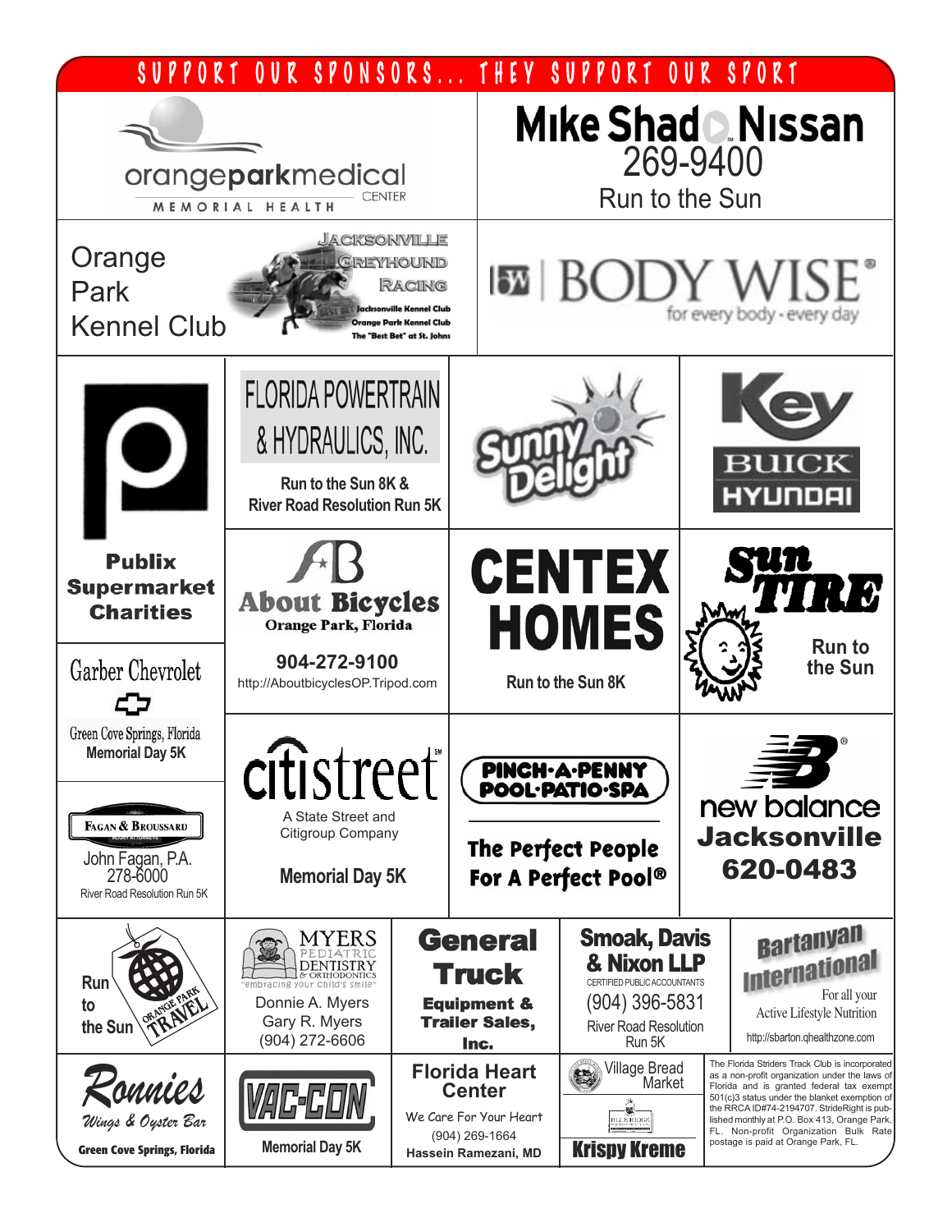# SUPPORT OUR SPONSORS... THEY SUPPORT OUR SPORT

orangeparkmedical CENTER
MEMORIAL HEALTH

Mike Shad Nissan
269-9400
Run to the Sun

Orange Park Kennel Club

Jacksonville Greyhound Racing
Jacksonville Kennel Club
Orange Park Kennel Club
The "Best Bet" at St. Johns

BODY WISE®
for every body · every day

Publix Supermarket Charities

FLORIDA POWERTRAIN & HYDRAULICS, INC.
Run to the Sun 8K &
River Road Resolution Run 5K

Sunny Delight

Key BUICK HYUNDAI

About Bicycles
Orange Park, Florida
904-272-9100
http://AboutbicyclesOP.Tripod.com

CENTEX HOMES
Run to the Sun 8K

Sun Tire
Run to the Sun

Garber Chevrolet
Green Cove Springs, Florida
Memorial Day 5K

citistreet℠
A State Street and Citigroup Company
Memorial Day 5K

PINCH·A·PENNY POOL·PATIO·SPA
The Perfect People For A Perfect Pool®

new balance Jacksonville
620-0483

FAGAN & BROUSSARD
John Fagan, P.A.
278-6000
River Road Resolution Run 5K

Run to the Sun
ORANGE PARK TRAVEL

MYERS PEDIATRIC DENTISTRY & ORTHODONTICS
"embracing your child's smile"
Donnie A. Myers
Gary R. Myers
(904) 272-6606

General Truck Equipment & Trailer Sales, Inc.

Smoak, Davis & Nixon LLP
CERTIFIED PUBLIC ACCOUNTANTS
(904) 396-5831
River Road Resolution Run 5K

Bartanyan International
For all your Active Lifestyle Nutrition
http://sbarton.qhealthzone.com

Ronnies Wings & Oyster Bar
Green Cove Springs, Florida

VAC-CON
Memorial Day 5K

Florida Heart Center
We Care For Your Heart
(904) 269-1664
Hassein Ramezani, MD

Village Bread Market

Krispy Kreme

The Florida Striders Track Club is incorporated as a non-profit organization under the laws of Florida and is granted federal tax exempt 501(c)3 status under the blanket exemption of the RRCA ID#74-2194707. StrideRight is published monthly at P.O. Box 413, Orange Park, FL. Non-profit Organization Bulk Rate postage is paid at Orange Park, FL.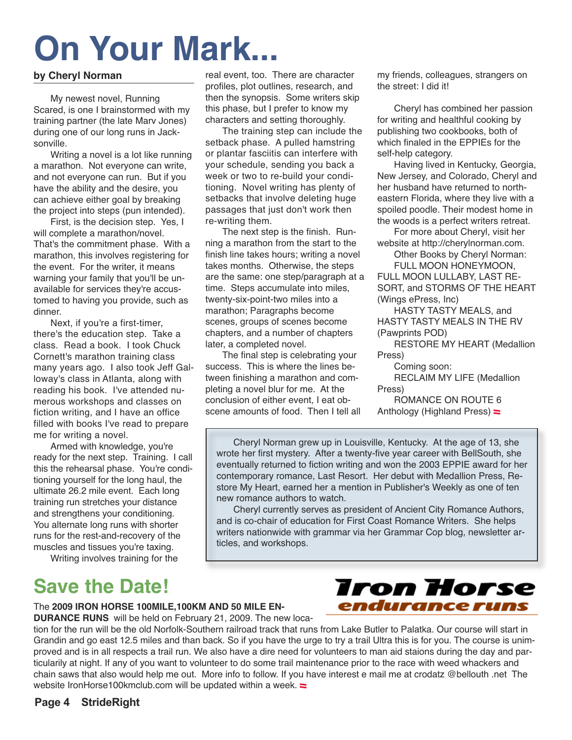# On Your Mark...

**by Cheryl Norman**

My newest novel, Running Scared, is one I brainstormed with my training partner (the late Marv Jones) during one of our long runs in Jacksonville.

Writing a novel is a lot like running a marathon. Not everyone can write, and not everyone can run. But if you have the ability and the desire, you can achieve either goal by breaking the project into steps (pun intended).

First, is the decision step. Yes, I will complete a marathon/novel. That's the commitment phase. With a marathon, this involves registering for the event. For the writer, it means warning your family that you'll be unavailable for services they're accustomed to having you provide, such as dinner.

Next, if you're a first-timer, there's the education step. Take a class. Read a book. I took Chuck Cornett's marathon training class many years ago. I also took Jeff Galloway's class in Atlanta, along with reading his book. I've attended numerous workshops and classes on fiction writing, and I have an office filled with books I've read to prepare me for writing a novel.

Armed with knowledge, you're ready for the next step. Training. I call this the rehearsal phase. You're conditioning yourself for the long haul, the ultimate 26.2 mile event. Each long training run stretches your distance and strengthens your conditioning. You alternate long runs with shorter runs for the rest-and-recovery of the muscles and tissues you're taxing.

Writing involves training for the real event, too. There are character profiles, plot outlines, research, and then the synopsis. Some writers skip this phase, but I prefer to know my characters and setting thoroughly.

The training step can include the setback phase. A pulled hamstring or plantar fasciitis can interfere with your schedule, sending you back a week or two to re-build your conditioning. Novel writing has plenty of setbacks that involve deleting huge passages that just don't work then re-writing them.

The next step is the finish. Running a marathon from the start to the finish line takes hours; writing a novel takes months. Otherwise, the steps are the same: one step/paragraph at a time. Steps accumulate into miles, twenty-six-point-two miles into a marathon; Paragraphs become scenes, groups of scenes become chapters, and a number of chapters later, a completed novel.

The final step is celebrating your success. This is where the lines between finishing a marathon and completing a novel blur for me. At the conclusion of either event, I eat obscene amounts of food. Then I tell all my friends, colleagues, strangers on the street: I did it!

Cheryl has combined her passion for writing and healthful cooking by publishing two cookbooks, both of which finaled in the EPPIEs for the self-help category.

Having lived in Kentucky, Georgia, New Jersey, and Colorado, Cheryl and her husband have returned to northeastern Florida, where they live with a spoiled poodle. Their modest home in the woods is a perfect writers retreat.

For more about Cheryl, visit her website at http://cherylnorman.com.

Other Books by Cheryl Norman:

FULL MOON HONEYMOON, FULL MOON LULLABY, LAST RESORT, and STORMS OF THE HEART (Wings ePress, Inc)

HASTY TASTY MEALS, and HASTY TASTY MEALS IN THE RV (Pawprints POD)

RESTORE MY HEART (Medallion Press)

Coming soon:

RECLAIM MY LIFE (Medallion Press)

ROMANCE ON ROUTE 6 Anthology (Highland Press)

Cheryl Norman grew up in Louisville, Kentucky. At the age of 13, she wrote her first mystery. After a twenty-five year career with BellSouth, she eventually returned to fiction writing and won the 2003 EPPIE award for her contemporary romance, Last Resort. Her debut with Medallion Press, Restore My Heart, earned her a mention in Publisher's Weekly as one of ten new romance authors to watch.

Cheryl currently serves as president of Ancient City Romance Authors, and is co-chair of education for First Coast Romance Writers. She helps writers nationwide with grammar via her Grammar Cop blog, newsletter articles, and workshops.

# Save the Date!

**Iron Horse endurance runs**

The **2009 IRON HORSE 100MILE,100KM AND 50 MILE ENDURANCE RUNS** will be held on February 21, 2009. The new location for the run will be the old Norfolk-Southern railroad track that runs from Lake Butler to Palatka. Our course will start in Grandin and go east 12.5 miles and than back. So if you have the urge to try a trail Ultra this is for you. The course is unimproved and is in all respects a trail run. We also have a dire need for volunteers to man aid staions during the day and particularly at night. If any of you want to volunteer to do some trail maintenance prior to the race with weed whackers and chain saws that also would help me out. More info to follow. If you have interest e mail me at crodatz @bellouth .net The website IronHorse100kmclub.com will be updated within a week.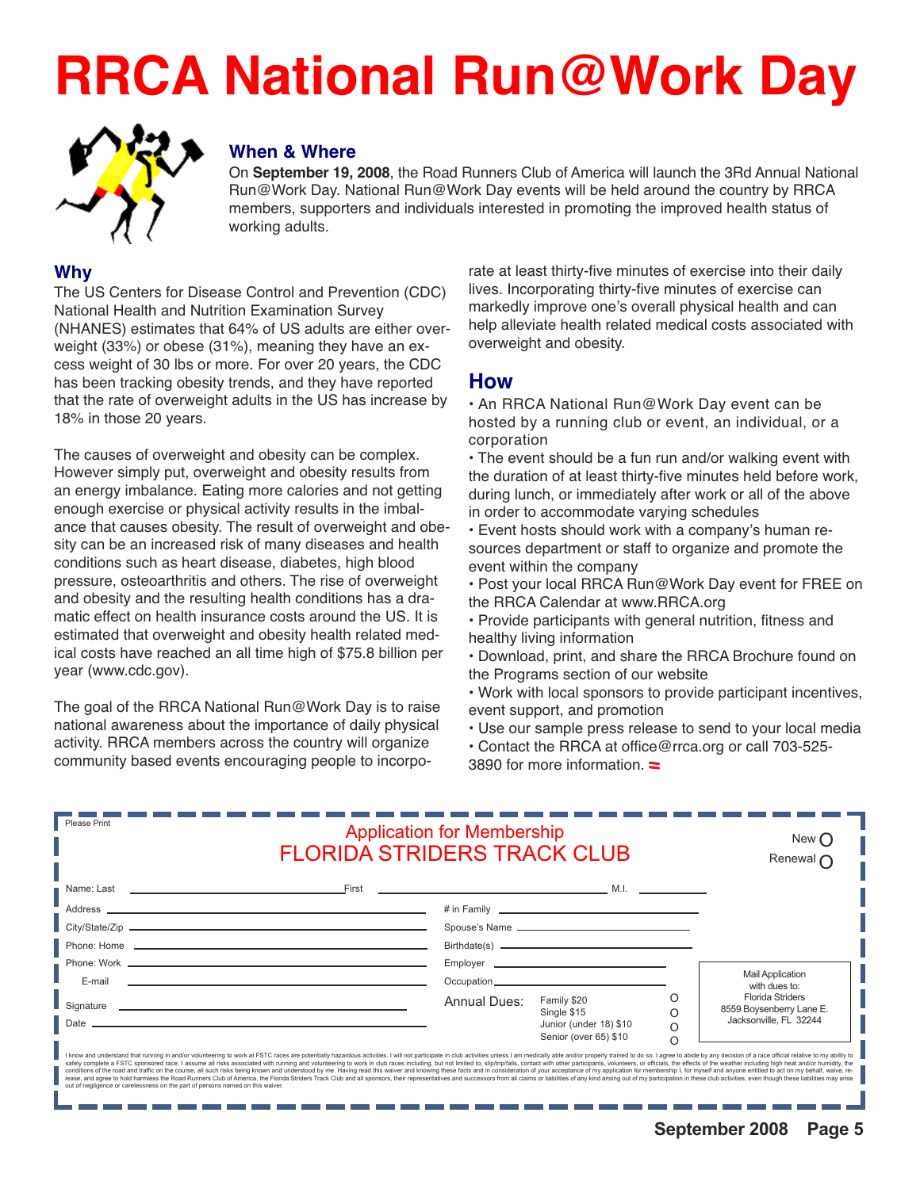# RRCA National Run@Work Day

## When & Where

On **September 19, 2008**, the Road Runners Club of America will launch the 3Rd Annual National Run@Work Day. National Run@Work Day events will be held around the country by RRCA members, supporters and individuals interested in promoting the improved health status of working adults.

## Why

The US Centers for Disease Control and Prevention (CDC) National Health and Nutrition Examination Survey (NHANES) estimates that 64% of US adults are either overweight (33%) or obese (31%), meaning they have an excess weight of 30 lbs or more. For over 20 years, the CDC has been tracking obesity trends, and they have reported that the rate of overweight adults in the US has increase by 18% in those 20 years.

The causes of overweight and obesity can be complex. However simply put, overweight and obesity results from an energy imbalance. Eating more calories and not getting enough exercise or physical activity results in the imbalance that causes obesity. The result of overweight and obesity can be an increased risk of many diseases and health conditions such as heart disease, diabetes, high blood pressure, osteoarthritis and others. The rise of overweight and obesity and the resulting health conditions has a dramatic effect on health insurance costs around the US. It is estimated that overweight and obesity health related medical costs have reached an all time high of $75.8 billion per year (www.cdc.gov).

The goal of the RRCA National Run@Work Day is to raise national awareness about the importance of daily physical activity. RRCA members across the country will organize community based events encouraging people to incorporate at least thirty-five minutes of exercise into their daily lives. Incorporating thirty-five minutes of exercise can markedly improve one's overall physical health and can help alleviate health related medical costs associated with overweight and obesity.

## How

- An RRCA National Run@Work Day event can be hosted by a running club or event, an individual, or a corporation
- The event should be a fun run and/or walking event with the duration of at least thirty-five minutes held before work, during lunch, or immediately after work or all of the above in order to accommodate varying schedules
- Event hosts should work with a company's human resources department or staff to organize and promote the event within the company
- Post your local RRCA Run@Work Day event for FREE on the RRCA Calendar at www.RRCA.org
- Provide participants with general nutrition, fitness and healthy living information
- Download, print, and share the RRCA Brochure found on the Programs section of our website
- Work with local sponsors to provide participant incentives, event support, and promotion
- Use our sample press release to send to your local media
- Contact the RRCA at office@rrca.org or call 703-525-3890 for more information.

---

Please Print

## Application for Membership
## FLORIDA STRIDERS TRACK CLUB

New ○
Renewal ○

Name: Last ______________ First ______________ M.I. ______

Address ______________ # in Family ______________

City/State/Zip ______________ Spouse's Name ______________

Phone: Home ______________ Birthdate(s) ______________

Phone: Work ______________ Employer ______________

E-mail ______________ Occupation ______________

Signature ______________

Date ______________

Annual Dues:
- Family $20 ○
- Single $15 ○
- Junior (under 18) $10 ○
- Senior (over 65) $10 ○

Mail Application with dues to:
Florida Striders
8559 Boysenberry Lane E.
Jacksonville, FL 32244

I know and understand that running in and/or volunteering to work at FSTC races are potentially hazardous activities. I will not participate in club activities unless I am medically able and/or properly trained to do so. I agree to abide by any decision of a race official relative to my ability to safely complete a FSTC sponsored race. I assume all risks associated with running and volunteering to work in club races including, but not limited to, slip/trip/falls, contact with other participants, volunteers, or officials, the effects of the weather including high heat and/or humidity, the conditions of the road and traffic on the course, all such risks being known and understood by me. Having read this waiver and knowing these facts and in consideration of your acceptance of my application for membership I, for myself and anyone entitled to act on my behalf, waive, release, and agree to hold harmless the Road Runners Club of America, the Florida Striders Track Club and all sponsors, their representatives and successors from all claims or liabilities of any kind arising out of my participation in these club activities, even though these liabilities may arise out of negligence or carelessness on the part of persons named on this waiver.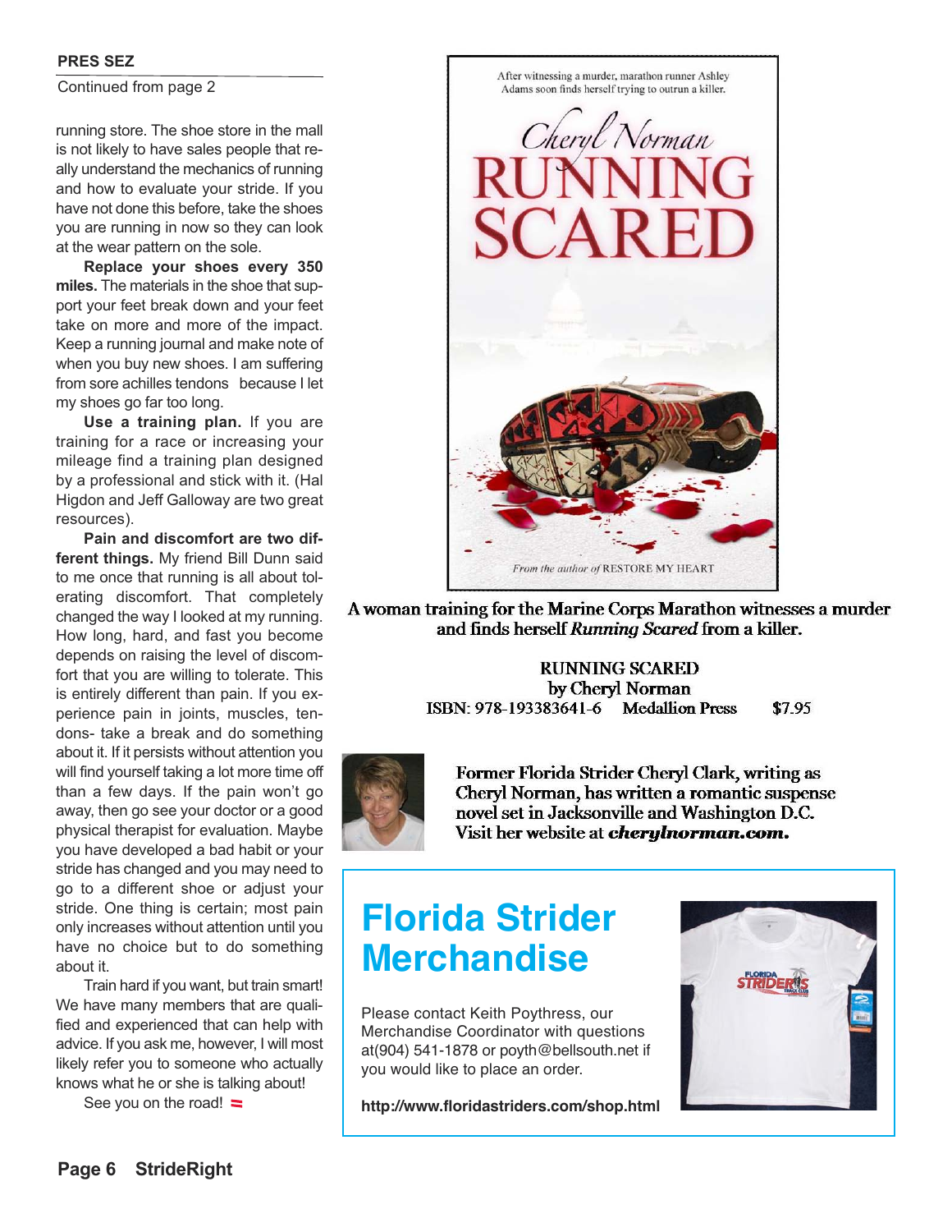**PRES SEZ**

Continued from page 2

running store. The shoe store in the mall is not likely to have sales people that really understand the mechanics of running and how to evaluate your stride. If you have not done this before, take the shoes you are running in now so they can look at the wear pattern on the sole.

**Replace your shoes every 350 miles.** The materials in the shoe that support your feet break down and your feet take on more and more of the impact. Keep a running journal and make note of when you buy new shoes. I am suffering from sore achilles tendons because I let my shoes go far too long.

**Use a training plan.** If you are training for a race or increasing your mileage find a training plan designed by a professional and stick with it. (Hal Higdon and Jeff Galloway are two great resources).

**Pain and discomfort are two different things.** My friend Bill Dunn said to me once that running is all about tolerating discomfort. That completely changed the way I looked at my running. How long, hard, and fast you become depends on raising the level of discomfort that you are willing to tolerate. This is entirely different than pain. If you experience pain in joints, muscles, tendons- take a break and do something about it. If it persists without attention you will find yourself taking a lot more time off than a few days. If the pain won't go away, then go see your doctor or a good physical therapist for evaluation. Maybe you have developed a bad habit or your stride has changed and you may need to go to a different shoe or adjust your stride. One thing is certain; most pain only increases without attention until you have no choice but to do something about it.

Train hard if you want, but train smart! We have many members that are qualified and experienced that can help with advice. If you ask me, however, I will most likely refer you to someone who actually knows what he or she is talking about!

See you on the road!

---

After witnessing a murder, marathon runner Ashley Adams soon finds herself trying to outrun a killer.

Cheryl Norman

# RUNNING SCARED

*From the author of* RESTORE MY HEART

**A woman training for the Marine Corps Marathon witnesses a murder and finds herself *Running Scared* from a killer.**

**RUNNING SCARED**
**by Cheryl Norman**
**ISBN: 978-193383641-6 Medallion Press $7.95**

**Former Florida Strider Cheryl Clark, writing as Cheryl Norman, has written a romantic suspense novel set in Jacksonville and Washington D.C. Visit her website at *cherylnorman.com*.**

## Florida Strider Merchandise

Please contact Keith Poythress, our Merchandise Coordinator with questions at(904) 541-1878 or poyth@bellsouth.net if you would like to place an order.

**http://www.floridastriders.com/shop.html**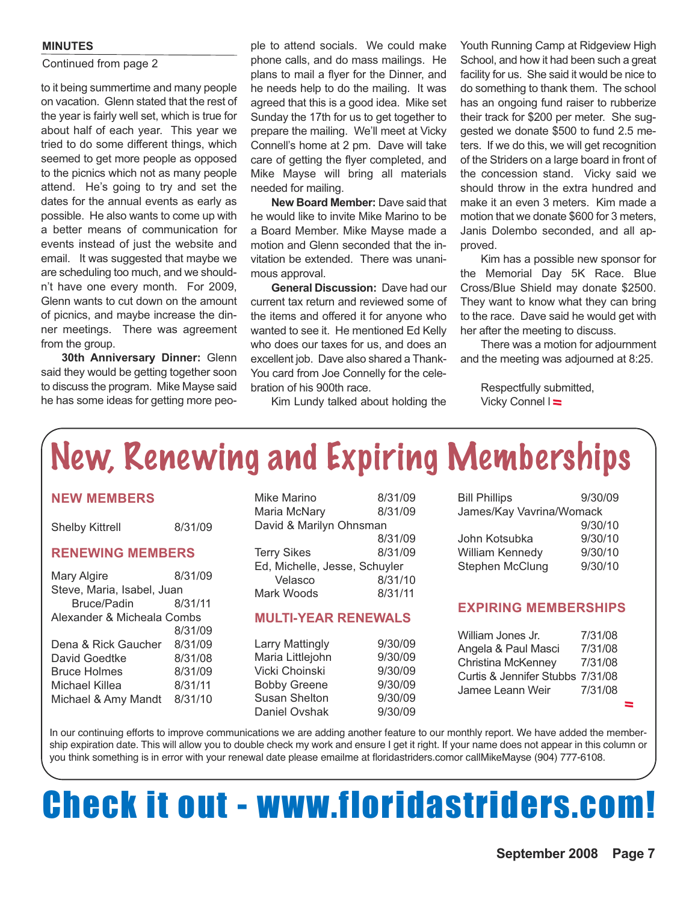**MINUTES**

Continued from page 2

to it being summertime and many people on vacation. Glenn stated that the rest of the year is fairly well set, which is true for about half of each year. This year we tried to do some different things, which seemed to get more people as opposed to the picnics which not as many people attend. He's going to try and set the dates for the annual events as early as possible. He also wants to come up with a better means of communication for events instead of just the website and email. It was suggested that maybe we are scheduling too much, and we shouldn't have one every month. For 2009, Glenn wants to cut down on the amount of picnics, and maybe increase the dinner meetings. There was agreement from the group.

**30th Anniversary Dinner:** Glenn said they would be getting together soon to discuss the program. Mike Mayse said he has some ideas for getting more people to attend socials. We could make phone calls, and do mass mailings. He plans to mail a flyer for the Dinner, and he needs help to do the mailing. It was agreed that this is a good idea. Mike set Sunday the 17th for us to get together to prepare the mailing. We'll meet at Vicky Connell's home at 2 pm. Dave will take care of getting the flyer completed, and Mike Mayse will bring all materials needed for mailing.

**New Board Member:** Dave said that he would like to invite Mike Marino to be a Board Member. Mike Mayse made a motion and Glenn seconded that the invitation be extended. There was unanimous approval.

**General Discussion:** Dave had our current tax return and reviewed some of the items and offered it for anyone who wanted to see it. He mentioned Ed Kelly who does our taxes for us, and does an excellent job. Dave also shared a Thank-You card from Joe Connelly for the celebration of his 900th race.

Kim Lundy talked about holding the Youth Running Camp at Ridgeview High School, and how it had been such a great facility for us. She said it would be nice to do something to thank them. The school has an ongoing fund raiser to rubberize their track for $200 per meter. She suggested we donate $500 to fund 2.5 meters. If we do this, we will get recognition of the Striders on a large board in front of the concession stand. Vicky said we should throw in the extra hundred and make it an even 3 meters. Kim made a motion that we donate $600 for 3 meters, Janis Dolembo seconded, and all approved.

Kim has a possible new sponsor for the Memorial Day 5K Race. Blue Cross/Blue Shield may donate $2500. They want to know what they can bring to the race. Dave said he would get with her after the meeting to discuss.

There was a motion for adjournment and the meeting was adjourned at 8:25.

Respectfully submitted,
Vicky Connell

# New, Renewing and Expiring Memberships

### NEW MEMBERS

| Name | Expires |
|---|---|
| Shelby Kittrell | 8/31/09 |

### RENEWING MEMBERS

| Name | Expires |
|---|---|
| Mary Algire | 8/31/09 |
| Steve, Maria, Isabel, Juan Bruce/Padin | 8/31/11 |
| Alexander & Micheala Combs | 8/31/09 |
| Dena & Rick Gaucher | 8/31/09 |
| David Goedtke | 8/31/08 |
| Bruce Holmes | 8/31/09 |
| Michael Killea | 8/31/11 |
| Michael & Amy Mandt | 8/31/10 |
| Mike Marino | 8/31/09 |
| Maria McNary | 8/31/09 |
| David & Marilyn Ohnsman | 8/31/09 |
| Terry Sikes | 8/31/09 |
| Ed, Michelle, Jesse, Schuyler Velasco | 8/31/10 |
| Mark Woods | 8/31/11 |

### MULTI-YEAR RENEWALS

| Name | Expires |
|---|---|
| Larry Mattingly | 9/30/09 |
| Maria Littlejohn | 9/30/09 |
| Vicki Choinski | 9/30/09 |
| Bobby Greene | 9/30/09 |
| Susan Shelton | 9/30/09 |
| Daniel Ovshak | 9/30/09 |
| Bill Phillips | 9/30/09 |
| James/Kay Vavrina/Womack | 9/30/10 |
| John Kotsubka | 9/30/10 |
| William Kennedy | 9/30/10 |
| Stephen McClung | 9/30/10 |

### EXPIRING MEMBERSHIPS

| Name | Expires |
|---|---|
| William Jones Jr. | 7/31/08 |
| Angela & Paul Masci | 7/31/08 |
| Christina McKenney | 7/31/08 |
| Curtis & Jennifer Stubbs | 7/31/08 |
| Jamee Leann Weir | 7/31/08 |

In our continuing efforts to improve communications we are adding another feature to our monthly report. We have added the membership expiration date. This will allow you to double check my work and ensure I get it right. If your name does not appear in this column or you think something is in error with your renewal date please emailme at floridastriders.comor callMikeMayse (904) 777-6108.

# Check it out - www.floridastriders.com!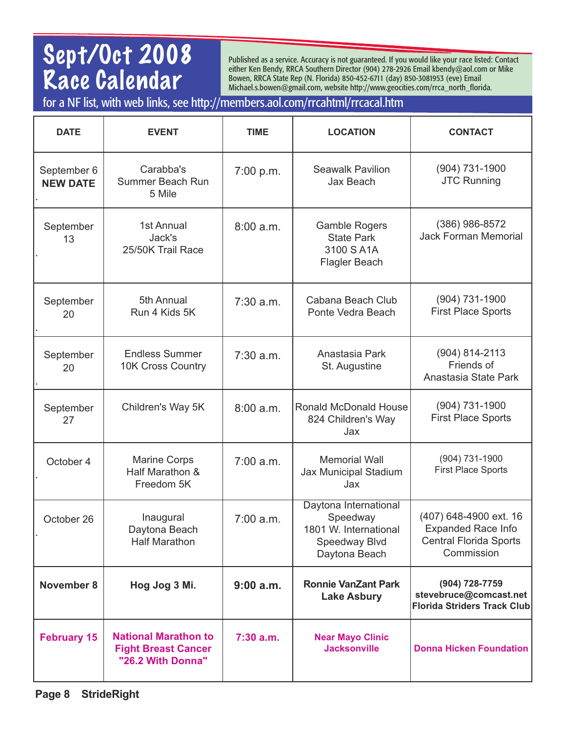# Sept/Oct 2008 Race Calendar

Published as a service. Accuracy is not guaranteed. If you would like your race listed: Contact either Ken Bendy, RRCA Southern Director (904) 278-2926 Email kbendy@aol.com or Mike Bowen, RRCA State Rep (N. Florida) 850-452-6711 (day) 850-3081953 (eve) Email Michael.s.bowen@gmail.com, website http://www.geocities.com/rrca_north_florida.

for a NF list, with web links, see http://members.aol.com/rrcahtml/rrcacal.htm

| DATE | EVENT | TIME | LOCATION | CONTACT |
|---|---|---|---|---|
| September 6 **NEW DATE** | Carabba's Summer Beach Run 5 Mile | 7:00 p.m. | Seawalk Pavilion Jax Beach | (904) 731-1900 JTC Running |
| September 13 | 1st Annual Jack's 25/50K Trail Race | 8:00 a.m. | Gamble Rogers State Park 3100 S A1A Flagler Beach | (386) 986-8572 Jack Forman Memorial |
| September 20 | 5th Annual Run 4 Kids 5K | 7:30 a.m. | Cabana Beach Club Ponte Vedra Beach | (904) 731-1900 First Place Sports |
| September 20 | Endless Summer 10K Cross Country | 7:30 a.m. | Anastasia Park St. Augustine | (904) 814-2113 Friends of Anastasia State Park |
| September 27 | Children's Way 5K | 8:00 a.m. | Ronald McDonald House 824 Children's Way Jax | (904) 731-1900 First Place Sports |
| October 4 | Marine Corps Half Marathon & Freedom 5K | 7:00 a.m. | Memorial Wall Jax Municipal Stadium Jax | (904) 731-1900 First Place Sports |
| October 26 | Inaugural Daytona Beach Half Marathon | 7:00 a.m. | Daytona International Speedway 1801 W. International Speedway Blvd Daytona Beach | (407) 648-4900 ext. 16 Expanded Race Info Central Florida Sports Commission |
| **November 8** | **Hog Jog 3 Mi.** | **9:00 a.m.** | **Ronnie VanZant Park Lake Asbury** | **(904) 728-7759 stevebruce@comcast.net Florida Striders Track Club** |
| **February 15** | **National Marathon to Fight Breast Cancer "26.2 With Donna"** | **7:30 a.m.** | **Near Mayo Clinic Jacksonville** | **Donna Hicken Foundation** |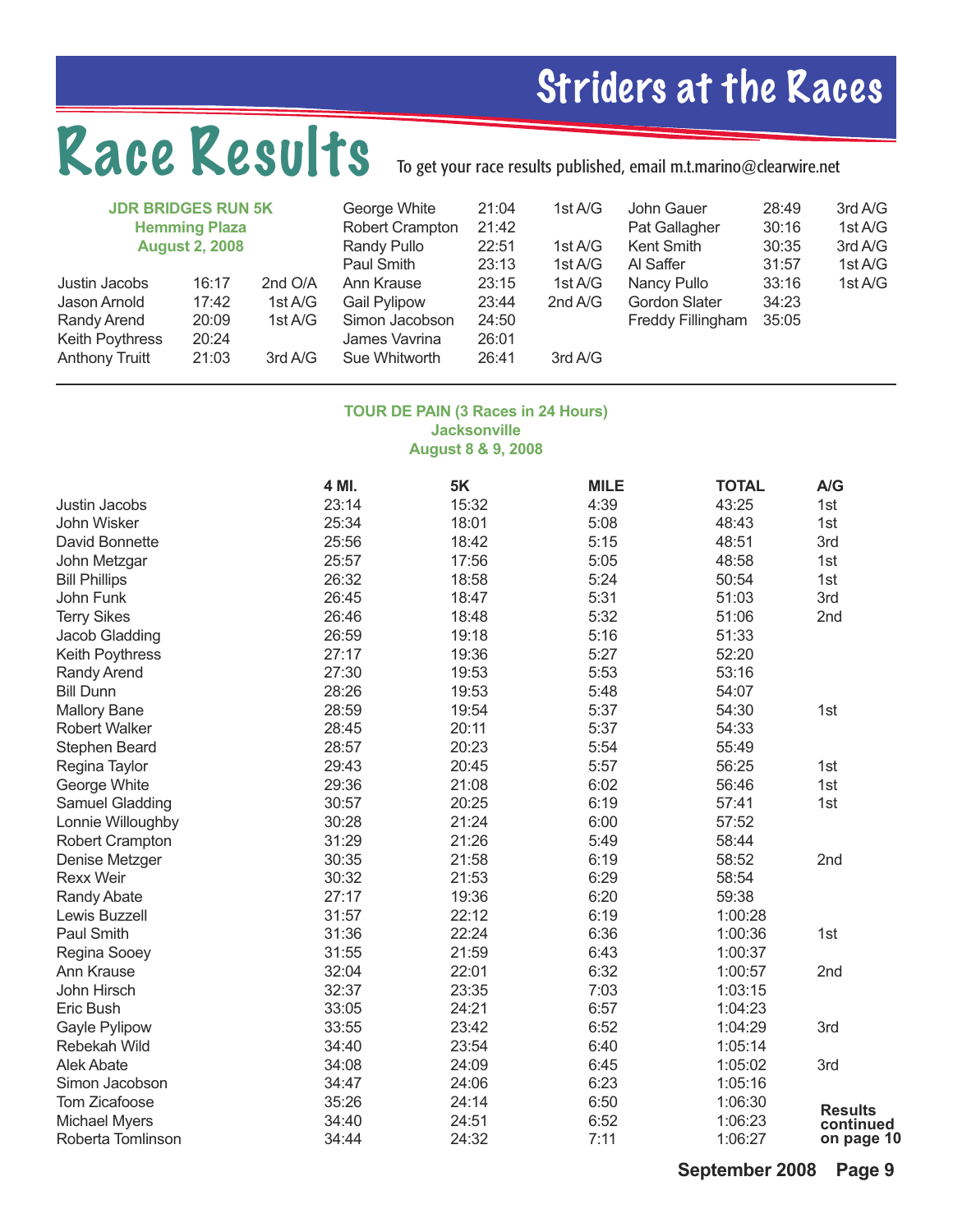# Striders at the Races

# Race Results

To get your race results published, email m.t.marino@clearwire.net

### JDR BRIDGES RUN 5K
**Hemming Plaza**
**August 2, 2008**

| Name | Time | Place |
|---|---|---|
| Justin Jacobs | 16:17 | 2nd O/A |
| Jason Arnold | 17:42 | 1st A/G |
| Randy Arend | 20:09 | 1st A/G |
| Keith Poythress | 20:24 | |
| Anthony Truitt | 21:03 | 3rd A/G |
| George White | 21:04 | 1st A/G |
| Robert Crampton | 21:42 | |
| Randy Pullo | 22:51 | 1st A/G |
| Paul Smith | 23:13 | 1st A/G |
| Ann Krause | 23:15 | 1st A/G |
| Gail Pylipow | 23:44 | 2nd A/G |
| Simon Jacobson | 24:50 | |
| James Vavrina | 26:01 | |
| Sue Whitworth | 26:41 | 3rd A/G |
| John Gauer | 28:49 | 3rd A/G |
| Pat Gallagher | 30:16 | 1st A/G |
| Kent Smith | 30:35 | 3rd A/G |
| Al Saffer | 31:57 | 1st A/G |
| Nancy Pullo | 33:16 | 1st A/G |
| Gordon Slater | 34:23 | |
| Freddy Fillingham | 35:05 | |

### TOUR DE PAIN (3 Races in 24 Hours)
**Jacksonville**
**August 8 & 9, 2008**

| Name | 4 MI. | 5K | MILE | TOTAL | A/G |
|---|---|---|---|---|---|
| Justin Jacobs | 23:14 | 15:32 | 4:39 | 43:25 | 1st |
| John Wisker | 25:34 | 18:01 | 5:08 | 48:43 | 1st |
| David Bonnette | 25:56 | 18:42 | 5:15 | 48:51 | 3rd |
| John Metzgar | 25:57 | 17:56 | 5:05 | 48:58 | 1st |
| Bill Phillips | 26:32 | 18:58 | 5:24 | 50:54 | 1st |
| John Funk | 26:45 | 18:47 | 5:31 | 51:03 | 3rd |
| Terry Sikes | 26:46 | 18:48 | 5:32 | 51:06 | 2nd |
| Jacob Gladding | 26:59 | 19:18 | 5:16 | 51:33 | |
| Keith Poythress | 27:17 | 19:36 | 5:27 | 52:20 | |
| Randy Arend | 27:30 | 19:53 | 5:53 | 53:16 | |
| Bill Dunn | 28:26 | 19:53 | 5:48 | 54:07 | |
| Mallory Bane | 28:59 | 19:54 | 5:37 | 54:30 | 1st |
| Robert Walker | 28:45 | 20:11 | 5:37 | 54:33 | |
| Stephen Beard | 28:57 | 20:23 | 5:54 | 55:49 | |
| Regina Taylor | 29:43 | 20:45 | 5:57 | 56:25 | 1st |
| George White | 29:36 | 21:08 | 6:02 | 56:46 | 1st |
| Samuel Gladding | 30:57 | 20:25 | 6:19 | 57:41 | 1st |
| Lonnie Willoughby | 30:28 | 21:24 | 6:00 | 57:52 | |
| Robert Crampton | 31:29 | 21:26 | 5:49 | 58:44 | |
| Denise Metzger | 30:35 | 21:58 | 6:19 | 58:52 | 2nd |
| Rexx Weir | 30:32 | 21:53 | 6:29 | 58:54 | |
| Randy Abate | 27:17 | 19:36 | 6:20 | 59:38 | |
| Lewis Buzzell | 31:57 | 22:12 | 6:19 | 1:00:28 | |
| Paul Smith | 31:36 | 22:24 | 6:36 | 1:00:36 | 1st |
| Regina Sooey | 31:55 | 21:59 | 6:43 | 1:00:37 | |
| Ann Krause | 32:04 | 22:01 | 6:32 | 1:00:57 | 2nd |
| John Hirsch | 32:37 | 23:35 | 7:03 | 1:03:15 | |
| Eric Bush | 33:05 | 24:21 | 6:57 | 1:04:23 | |
| Gayle Pylipow | 33:55 | 23:42 | 6:52 | 1:04:29 | 3rd |
| Rebekah Wild | 34:40 | 23:54 | 6:40 | 1:05:14 | |
| Alek Abate | 34:08 | 24:09 | 6:45 | 1:05:02 | 3rd |
| Simon Jacobson | 34:47 | 24:06 | 6:23 | 1:05:16 | |
| Tom Zicafoose | 35:26 | 24:14 | 6:50 | 1:06:30 | |
| Michael Myers | 34:40 | 24:51 | 6:52 | 1:06:23 | |
| Roberta Tomlinson | 34:44 | 24:32 | 7:11 | 1:06:27 | |

**Results continued on page 10**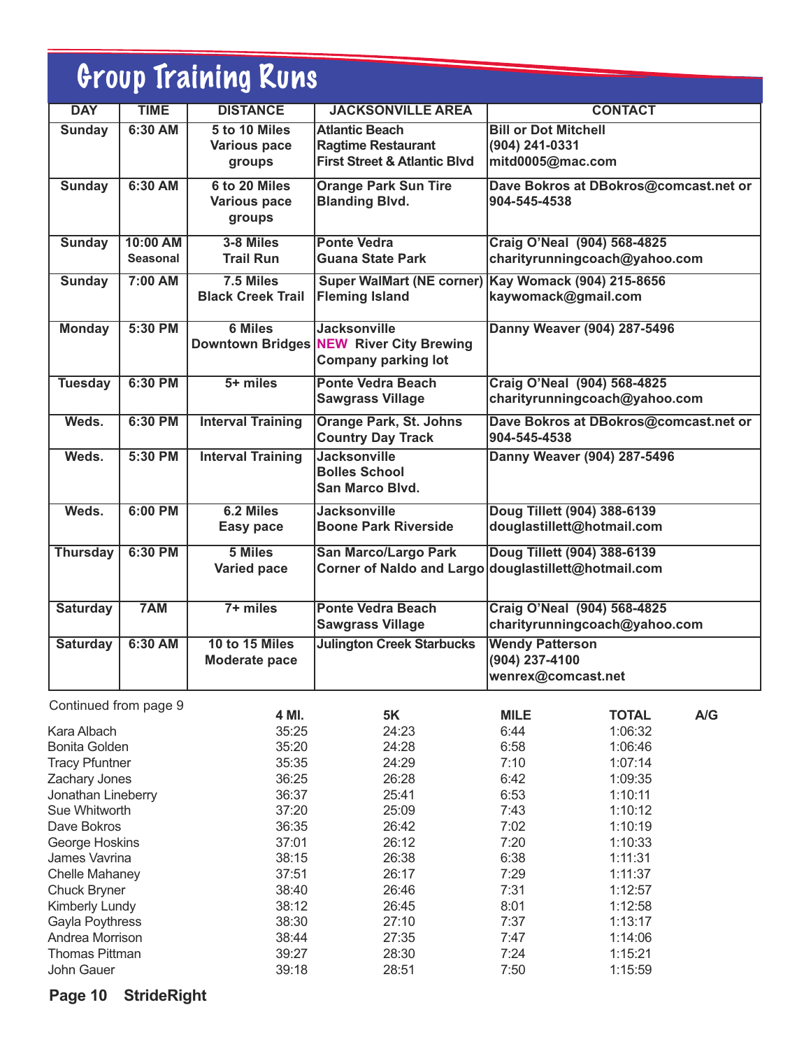# Group Training Runs

| DAY | TIME | DISTANCE | JACKSONVILLE AREA | CONTACT |
|---|---|---|---|---|
| Sunday | 6:30 AM | 5 to 10 Miles Various pace groups | Atlantic Beach Ragtime Restaurant First Street & Atlantic Blvd | Bill or Dot Mitchell (904) 241-0331 mitd0005@mac.com |
| Sunday | 6:30 AM | 6 to 20 Miles Various pace groups | Orange Park Sun Tire Blanding Blvd. | Dave Bokros at DBokros@comcast.net or 904-545-4538 |
| Sunday | 10:00 AM Seasonal | 3-8 Miles Trail Run | Ponte Vedra Guana State Park | Craig O'Neal (904) 568-4825 charityrunningcoach@yahoo.com |
| Sunday | 7:00 AM | 7.5 Miles Black Creek Trail | Super WalMart (NE corner) Fleming Island | Kay Womack (904) 215-8656 kaywomack@gmail.com |
| Monday | 5:30 PM | 6 Miles Downtown Bridges | Jacksonville NEW River City Brewing Company parking lot | Danny Weaver (904) 287-5496 |
| Tuesday | 6:30 PM | 5+ miles | Ponte Vedra Beach Sawgrass Village | Craig O'Neal (904) 568-4825 charityrunningcoach@yahoo.com |
| Weds. | 6:30 PM | Interval Training | Orange Park, St. Johns Country Day Track | Dave Bokros at DBokros@comcast.net or 904-545-4538 |
| Weds. | 5:30 PM | Interval Training | Jacksonville Bolles School San Marco Blvd. | Danny Weaver (904) 287-5496 |
| Weds. | 6:00 PM | 6.2 Miles Easy pace | Jacksonville Boone Park Riverside | Doug Tillett (904) 388-6139 douglastillett@hotmail.com |
| Thursday | 6:30 PM | 5 Miles Varied pace | San Marco/Largo Park Corner of Naldo and Largo | Doug Tillett (904) 388-6139 douglastillett@hotmail.com |
| Saturday | 7AM | 7+ miles | Ponte Vedra Beach Sawgrass Village | Craig O'Neal (904) 568-4825 charityrunningcoach@yahoo.com |
| Saturday | 6:30 AM | 10 to 15 Miles Moderate pace | Julington Creek Starbucks | Wendy Patterson (904) 237-4100 wenrex@comcast.net |

Continued from page 9

| | 4 MI. | 5K | MILE | TOTAL | A/G |
|---|---|---|---|---|---|
| Kara Albach | 35:25 | 24:23 | 6:44 | 1:06:32 | |
| Bonita Golden | 35:20 | 24:28 | 6:58 | 1:06:46 | |
| Tracy Pfuntner | 35:35 | 24:29 | 7:10 | 1:07:14 | |
| Zachary Jones | 36:25 | 26:28 | 6:42 | 1:09:35 | |
| Jonathan Lineberry | 36:37 | 25:41 | 6:53 | 1:10:11 | |
| Sue Whitworth | 37:20 | 25:09 | 7:43 | 1:10:12 | |
| Dave Bokros | 36:35 | 26:42 | 7:02 | 1:10:19 | |
| George Hoskins | 37:01 | 26:12 | 7:20 | 1:10:33 | |
| James Vavrina | 38:15 | 26:38 | 6:38 | 1:11:31 | |
| Chelle Mahaney | 37:51 | 26:17 | 7:29 | 1:11:37 | |
| Chuck Bryner | 38:40 | 26:46 | 7:31 | 1:12:57 | |
| Kimberly Lundy | 38:12 | 26:45 | 8:01 | 1:12:58 | |
| Gayla Poythress | 38:30 | 27:10 | 7:37 | 1:13:17 | |
| Andrea Morrison | 38:44 | 27:35 | 7:47 | 1:14:06 | |
| Thomas Pittman | 39:27 | 28:30 | 7:24 | 1:15:21 | |
| John Gauer | 39:18 | 28:51 | 7:50 | 1:15:59 | |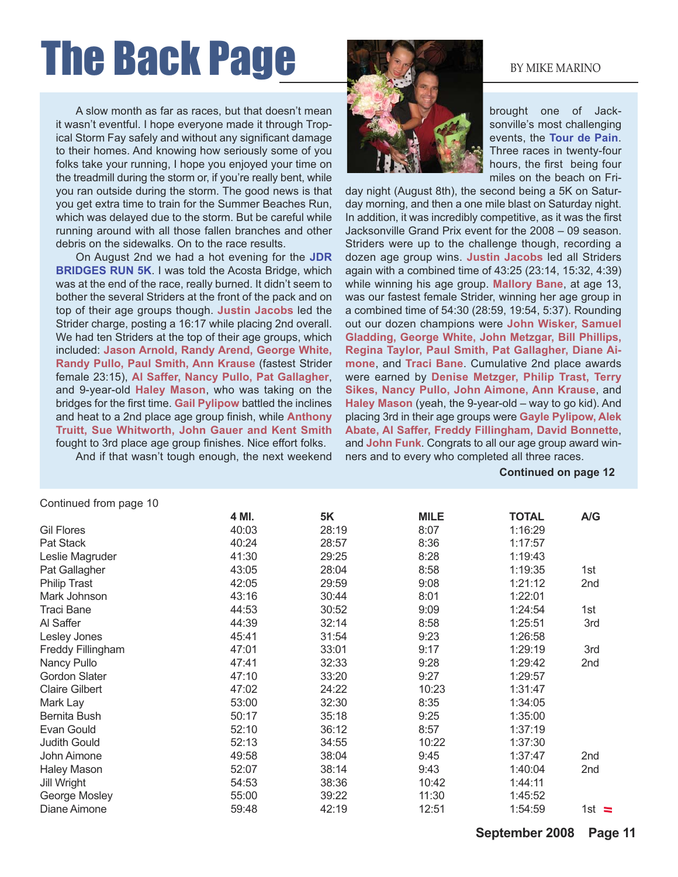# The Back Page

BY MIKE MARINO

A slow month as far as races, but that doesn't mean it wasn't eventful. I hope everyone made it through Tropical Storm Fay safely and without any significant damage to their homes. And knowing how seriously some of you folks take your running, I hope you enjoyed your time on the treadmill during the storm or, if you're really bent, while you ran outside during the storm. The good news is that you get extra time to train for the Summer Beaches Run, which was delayed due to the storm. But be careful while running around with all those fallen branches and other debris on the sidewalks. On to the race results.

On August 2nd we had a hot evening for the **JDR BRIDGES RUN 5K**. I was told the Acosta Bridge, which was at the end of the race, really burned. It didn't seem to bother the several Striders at the front of the pack and on top of their age groups though. **Justin Jacobs** led the Strider charge, posting a 16:17 while placing 2nd overall. We had ten Striders at the top of their age groups, which included: **Jason Arnold, Randy Arend, George White, Randy Pullo, Paul Smith, Ann Krause** (fastest Strider female 23:15), **Al Saffer, Nancy Pullo, Pat Gallagher**, and 9-year-old **Haley Mason**, who was taking on the bridges for the first time. **Gail Pylipow** battled the inclines and heat to a 2nd place age group finish, while **Anthony Truitt, Sue Whitworth, John Gauer and Kent Smith** fought to 3rd place age group finishes. Nice effort folks.

And if that wasn't tough enough, the next weekend brought one of Jacksonville's most challenging events, the **Tour de Pain**. Three races in twenty-four hours, the first being four miles on the beach on Friday night (August 8th), the second being a 5K on Saturday morning, and then a one mile blast on Saturday night. In addition, it was incredibly competitive, as it was the first Jacksonville Grand Prix event for the 2008 – 09 season. Striders were up to the challenge though, recording a dozen age group wins. **Justin Jacobs** led all Striders again with a combined time of 43:25 (23:14, 15:32, 4:39) while winning his age group. **Mallory Bane**, at age 13, was our fastest female Strider, winning her age group in a combined time of 54:30 (28:59, 19:54, 5:37). Rounding out our dozen champions were **John Wisker, Samuel Gladding, George White, John Metzgar, Bill Phillips, Regina Taylor, Paul Smith, Pat Gallagher, Diane Aimone**, and **Traci Bane**. Cumulative 2nd place awards were earned by **Denise Metzger, Philip Trast, Terry Sikes, Nancy Pullo, John Aimone, Ann Krause**, and **Haley Mason** (yeah, the 9-year-old – way to go kid). And placing 3rd in their age groups were **Gayle Pylipow, Alek Abate, Al Saffer, Freddy Fillingham, David Bonnette**, and **John Funk**. Congrats to all our age group award winners and to every who completed all three races.

**Continued on page 12**

Continued from page 10

| | 4 MI. | 5K | MILE | TOTAL | A/G |
|---|---|---|---|---|---|
| Gil Flores | 40:03 | 28:19 | 8:07 | 1:16:29 | |
| Pat Stack | 40:24 | 28:57 | 8:36 | 1:17:57 | |
| Leslie Magruder | 41:30 | 29:25 | 8:28 | 1:19:43 | |
| Pat Gallagher | 43:05 | 28:04 | 8:58 | 1:19:35 | 1st |
| Philip Trast | 42:05 | 29:59 | 9:08 | 1:21:12 | 2nd |
| Mark Johnson | 43:16 | 30:44 | 8:01 | 1:22:01 | |
| Traci Bane | 44:53 | 30:52 | 9:09 | 1:24:54 | 1st |
| Al Saffer | 44:39 | 32:14 | 8:58 | 1:25:51 | 3rd |
| Lesley Jones | 45:41 | 31:54 | 9:23 | 1:26:58 | |
| Freddy Fillingham | 47:01 | 33:01 | 9:17 | 1:29:19 | 3rd |
| Nancy Pullo | 47:41 | 32:33 | 9:28 | 1:29:42 | 2nd |
| Gordon Slater | 47:10 | 33:20 | 9:27 | 1:29:57 | |
| Claire Gilbert | 47:02 | 24:22 | 10:23 | 1:31:47 | |
| Mark Lay | 53:00 | 32:30 | 8:35 | 1:34:05 | |
| Bernita Bush | 50:17 | 35:18 | 9:25 | 1:35:00 | |
| Evan Gould | 52:10 | 36:12 | 8:57 | 1:37:19 | |
| Judith Gould | 52:13 | 34:55 | 10:22 | 1:37:30 | |
| John Aimone | 49:58 | 38:04 | 9:45 | 1:37:47 | 2nd |
| Haley Mason | 52:07 | 38:14 | 9:43 | 1:40:04 | 2nd |
| Jill Wright | 54:53 | 38:36 | 10:42 | 1:44:11 | |
| George Mosley | 55:00 | 39:22 | 11:30 | 1:45:52 | |
| Diane Aimone | 59:48 | 42:19 | 12:51 | 1:54:59 | 1st |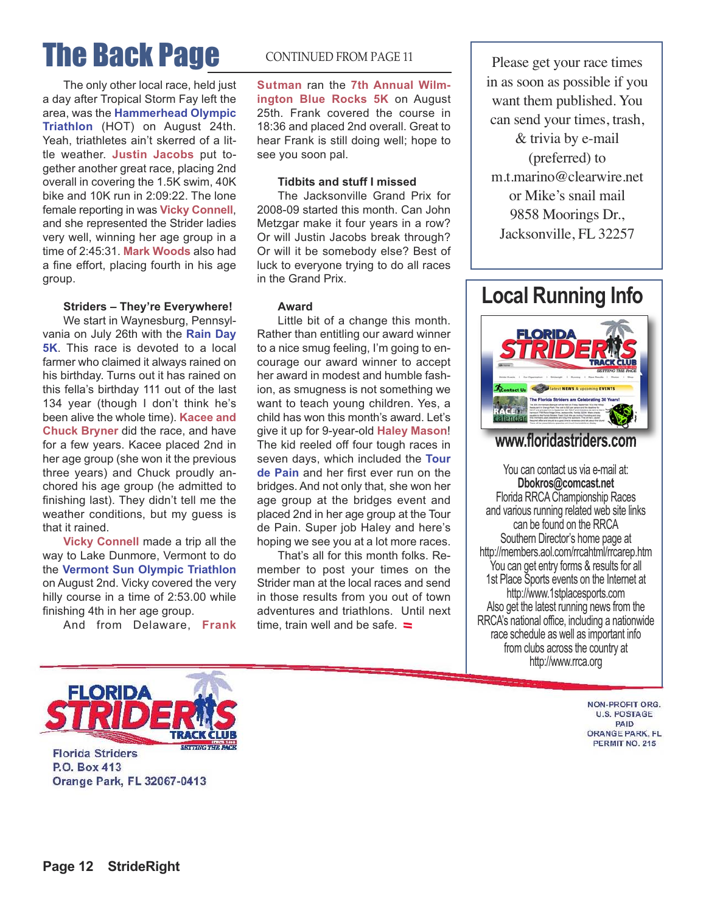# The Back Page

CONTINUED FROM PAGE 11

The only other local race, held just a day after Tropical Storm Fay left the area, was the **Hammerhead Olympic Triathlon** (HOT) on August 24th. Yeah, triathletes ain't skerred of a little weather. **Justin Jacobs** put together another great race, placing 2nd overall in covering the 1.5K swim, 40K bike and 10K run in 2:09:22. The lone female reporting in was **Vicky Connell**, and she represented the Strider ladies very well, winning her age group in a time of 2:45:31. **Mark Woods** also had a fine effort, placing fourth in his age group.

**Striders – They're Everywhere!**

We start in Waynesburg, Pennsylvania on July 26th with the **Rain Day 5K**. This race is devoted to a local farmer who claimed it always rained on his birthday. Turns out it has rained on this fella's birthday 111 out of the last 134 year (though I don't think he's been alive the whole time). **Kacee and Chuck Bryner** did the race, and have for a few years. Kacee placed 2nd in her age group (she won it the previous three years) and Chuck proudly anchored his age group (he admitted to finishing last). They didn't tell me the weather conditions, but my guess is that it rained.

**Vicky Connell** made a trip all the way to Lake Dunmore, Vermont to do the **Vermont Sun Olympic Triathlon** on August 2nd. Vicky covered the very hilly course in a time of 2:53.00 while finishing 4th in her age group.

And from Delaware, **Frank Sutman** ran the **7th Annual Wilmington Blue Rocks 5K** on August 25th. Frank covered the course in 18:36 and placed 2nd overall. Great to hear Frank is still doing well; hope to see you soon pal.

**Tidbits and stuff I missed**

The Jacksonville Grand Prix for 2008-09 started this month. Can John Metzgar make it four years in a row? Or will Justin Jacobs break through? Or will it be somebody else? Best of luck to everyone trying to do all races in the Grand Prix.

**Award**

Little bit of a change this month. Rather than entitling our award winner to a nice smug feeling, I'm going to encourage our award winner to accept her award in modest and humble fashion, as smugness is not something we want to teach young children. Yes, a child has won this month's award. Let's give it up for 9-year-old **Haley Mason**! The kid reeled off four tough races in seven days, which included the **Tour de Pain** and her first ever run on the bridges. And not only that, she won her age group at the bridges event and placed 2nd in her age group at the Tour de Pain. Super job Haley and here's hoping we see you at a lot more races.

That's all for this month folks. Remember to post your times on the Strider man at the local races and send in those results from you out of town adventures and triathlons. Until next time, train well and be safe.

Please get your race times in as soon as possible if you want them published. You can send your times, trash, & trivia by e-mail (preferred) to m.t.marino@clearwire.net or Mike's snail mail 9858 Moorings Dr., Jacksonville, FL 32257

## Local Running Info

www.floridastriders.com

You can contact us via e-mail at:
**Dbokros@comcast.net**
Florida RRCA Championship Races and various running related web site links can be found on the RRCA Southern Director's home page at http://members.aol.com/rrcahtml/rrcarep.htm
You can get entry forms & results for all 1st Place Sports events on the Internet at http://www.1stplacesports.com
Also get the latest running news from the RRCA's national office, including a nationwide race schedule as well as important info from clubs across the country at http://www.rrca.org

Florida Striders
P.O. Box 413
Orange Park, FL 32067-0413

NON-PROFIT ORG.
U.S. POSTAGE
PAID
ORANGE PARK, FL
PERMIT NO. 215